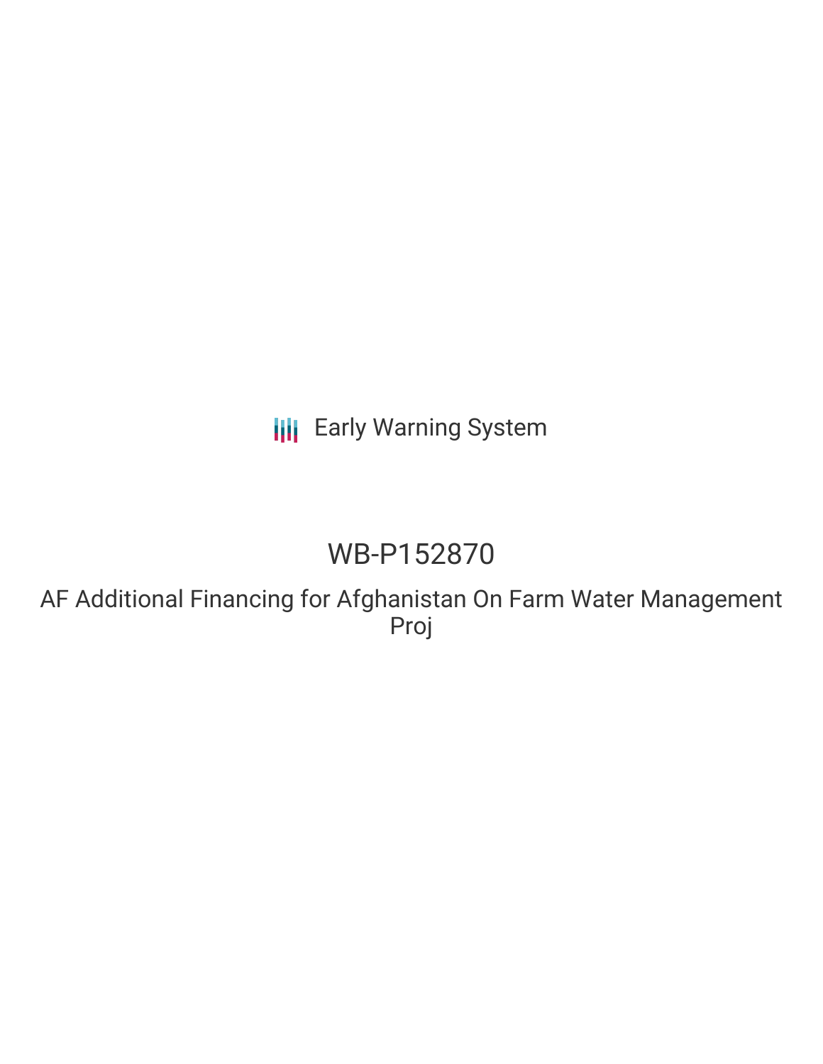Early Warning System

# WB-P152870

## AF Additional Financing for Afghanistan On Farm Water Management Proj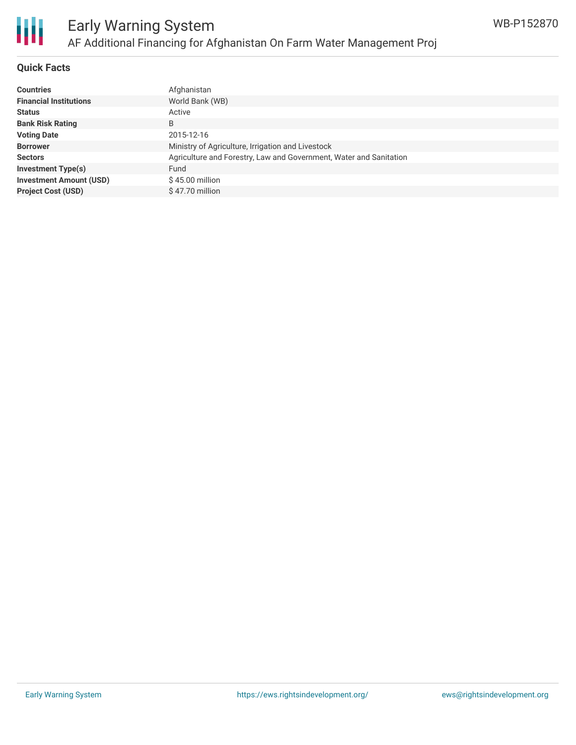# Early Warning System

## AF Additional Financing for Afghanistan On Farm Water Management Proj

WB-P152870

### Quick Facts

| | |
|---|---|
| **Countries** | Afghanistan |
| **Financial Institutions** | World Bank (WB) |
| **Status** | Active |
| **Bank Risk Rating** | B |
| **Voting Date** | 2015-12-16 |
| **Borrower** | Ministry of Agriculture, Irrigation and Livestock |
| **Sectors** | Agriculture and Forestry, Law and Government, Water and Sanitation |
| **Investment Type(s)** | Fund |
| **Investment Amount (USD)** | $ 45.00 million |
| **Project Cost (USD)** | $ 47.70 million |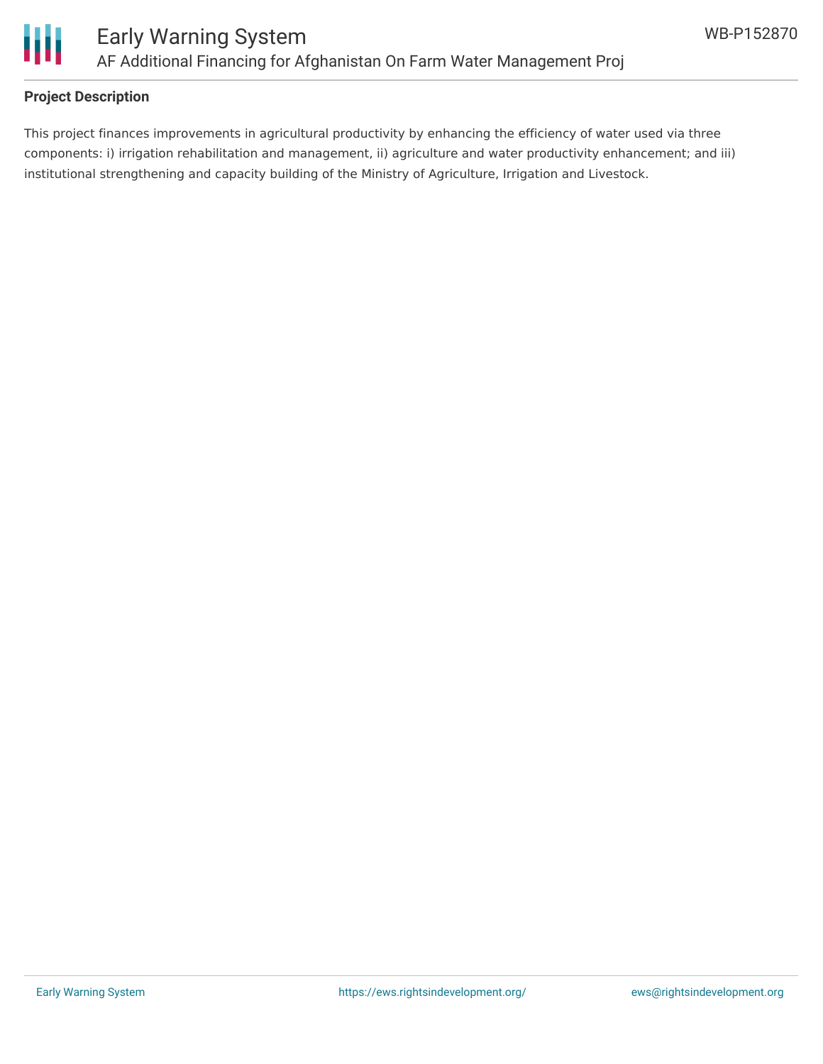**Project Description**

This project finances improvements in agricultural productivity by enhancing the efficiency of water used via three components: i) irrigation rehabilitation and management, ii) agriculture and water productivity enhancement; and iii) institutional strengthening and capacity building of the Ministry of Agriculture, Irrigation and Livestock.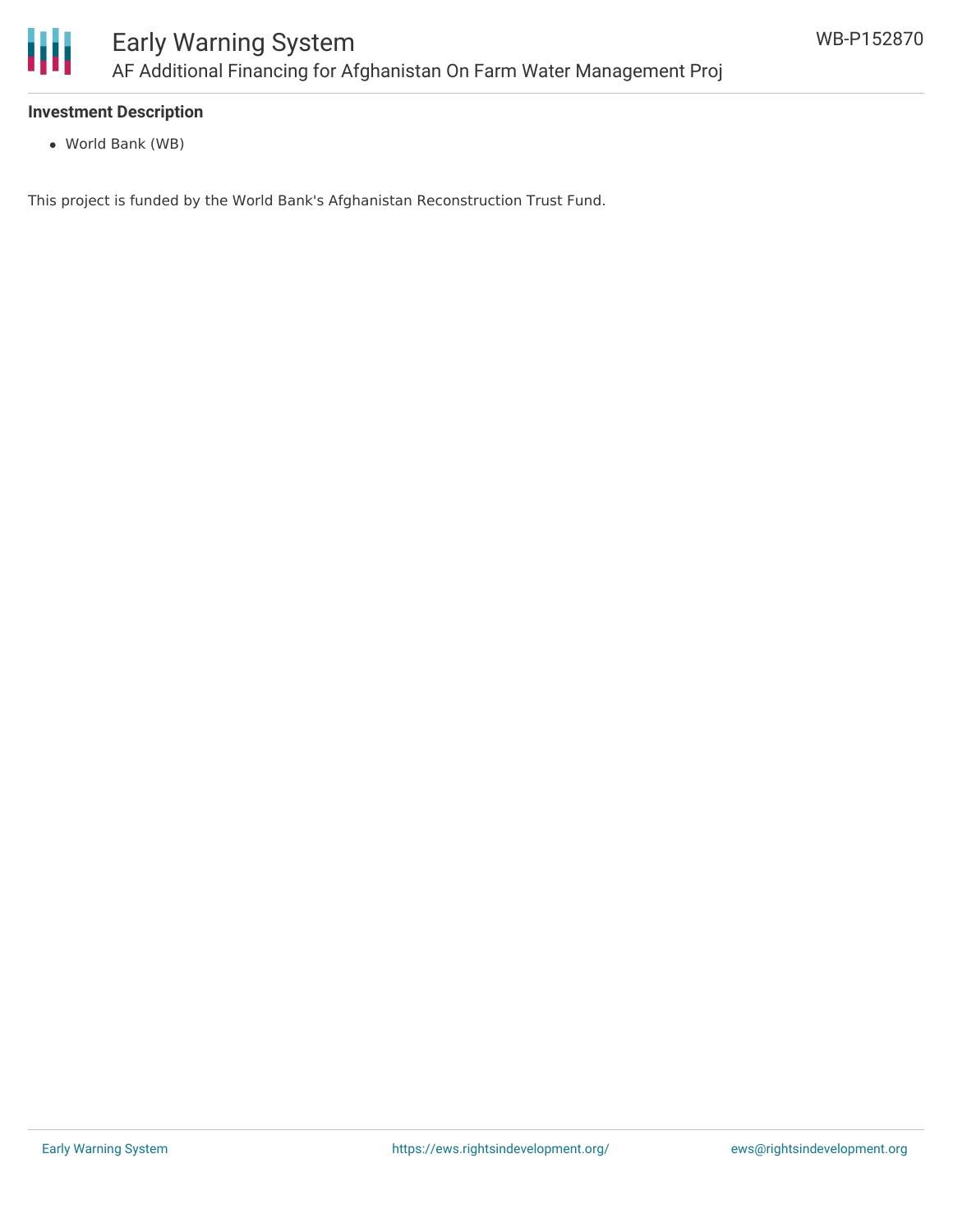**Investment Description**

- World Bank (WB)

This project is funded by the World Bank's Afghanistan Reconstruction Trust Fund.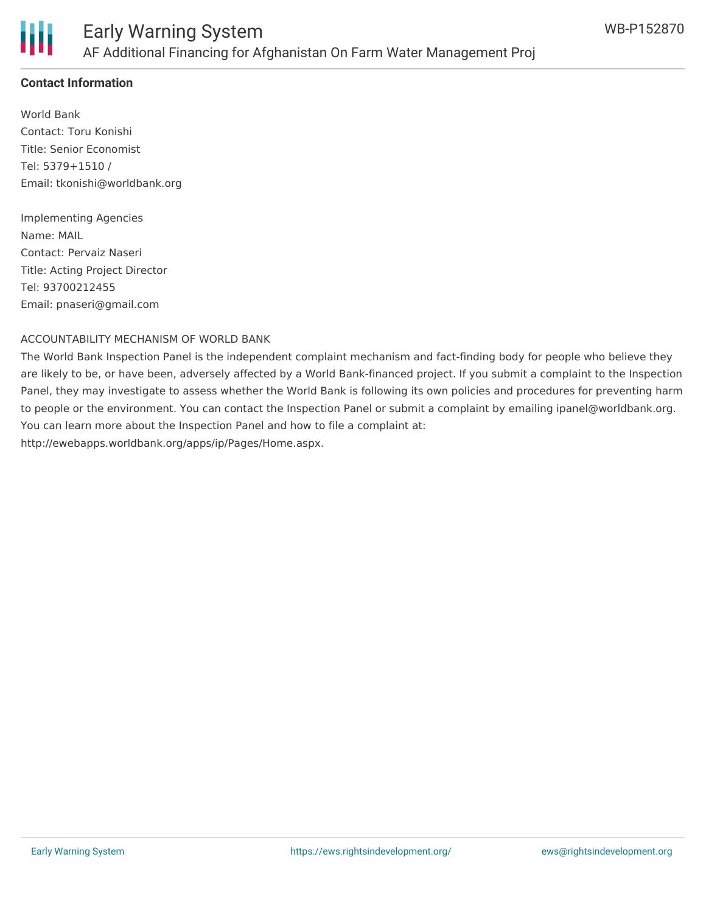**Contact Information**

World Bank
Contact: Toru Konishi
Title: Senior Economist
Tel: 5379+1510 /
Email: tkonishi@worldbank.org

Implementing Agencies
Name: MAIL
Contact: Pervaiz Naseri
Title: Acting Project Director
Tel: 93700212455
Email: pnaseri@gmail.com

ACCOUNTABILITY MECHANISM OF WORLD BANK

The World Bank Inspection Panel is the independent complaint mechanism and fact-finding body for people who believe they are likely to be, or have been, adversely affected by a World Bank-financed project. If you submit a complaint to the Inspection Panel, they may investigate to assess whether the World Bank is following its own policies and procedures for preventing harm to people or the environment. You can contact the Inspection Panel or submit a complaint by emailing ipanel@worldbank.org. You can learn more about the Inspection Panel and how to file a complaint at: http://ewebapps.worldbank.org/apps/ip/Pages/Home.aspx.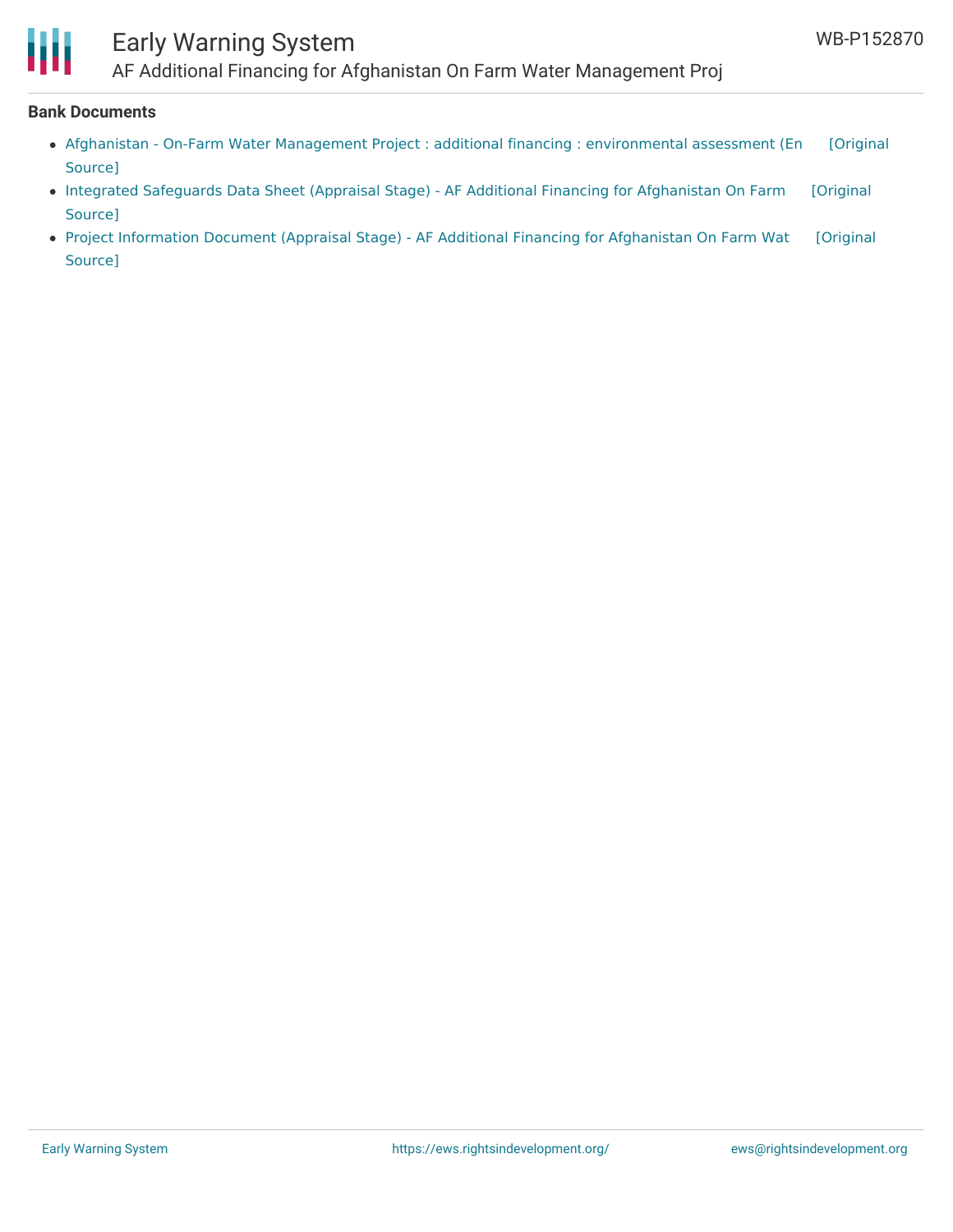## Bank Documents

- Afghanistan - On-Farm Water Management Project : additional financing : environmental assessment (En [Original Source]
- Integrated Safeguards Data Sheet (Appraisal Stage) - AF Additional Financing for Afghanistan On Farm [Original Source]
- Project Information Document (Appraisal Stage) - AF Additional Financing for Afghanistan On Farm Wat [Original Source]